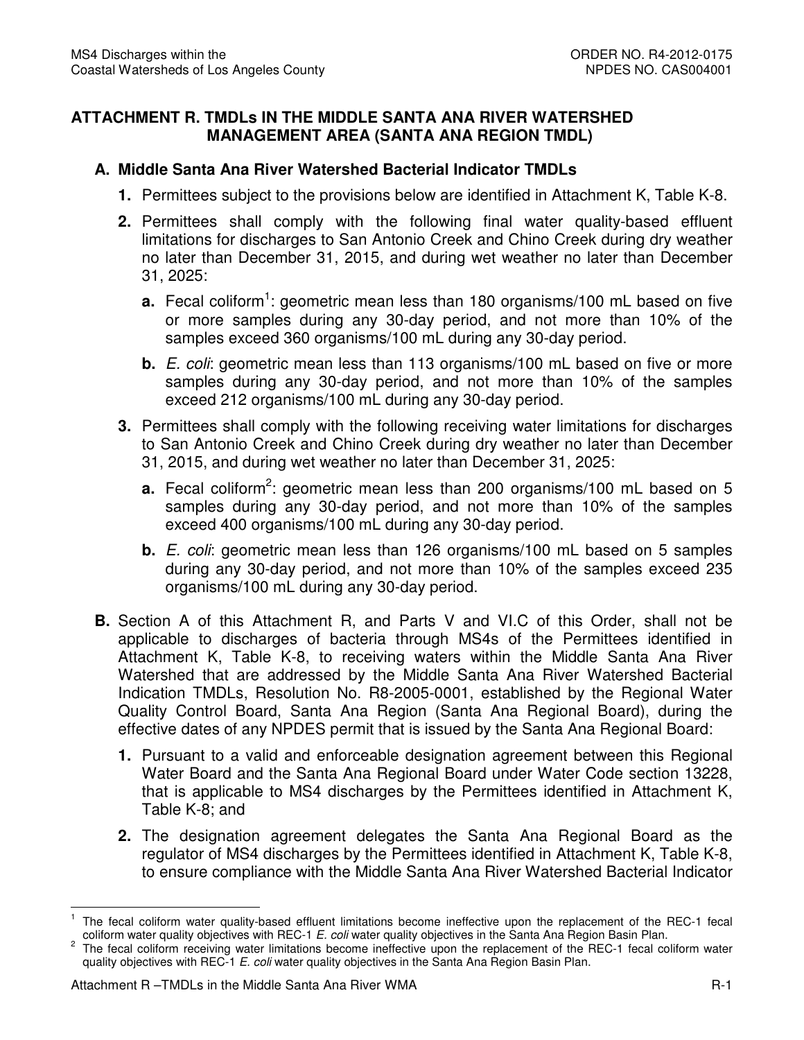# ATTACHMENT R. TMDLs IN THE MIDDLE SANTA ANA RIVER WATERSHED MANAGEMENT AREA (SANTA ANA REGION TMDL)

## A. Middle Santa Ana River Watershed Bacterial Indicator TMDLs

1. Permittees subject to the provisions below are identified in Attachment K, Table K-8.

2. Permittees shall comply with the following final water quality-based effluent limitations for discharges to San Antonio Creek and Chino Creek during dry weather no later than December 31, 2015, and during wet weather no later than December 31, 2025:

   a. Fecal coliform[1]: geometric mean less than 180 organisms/100 mL based on five or more samples during any 30-day period, and not more than 10% of the samples exceed 360 organisms/100 mL during any 30-day period.

   b. *E. coli*: geometric mean less than 113 organisms/100 mL based on five or more samples during any 30-day period, and not more than 10% of the samples exceed 212 organisms/100 mL during any 30-day period.

3. Permittees shall comply with the following receiving water limitations for discharges to San Antonio Creek and Chino Creek during dry weather no later than December 31, 2015, and during wet weather no later than December 31, 2025:

   a. Fecal coliform[2]: geometric mean less than 200 organisms/100 mL based on 5 samples during any 30-day period, and not more than 10% of the samples exceed 400 organisms/100 mL during any 30-day period.

   b. *E. coli*: geometric mean less than 126 organisms/100 mL based on 5 samples during any 30-day period, and not more than 10% of the samples exceed 235 organisms/100 mL during any 30-day period.

**B.** Section A of this Attachment R, and Parts V and VI.C of this Order, shall not be applicable to discharges of bacteria through MS4s of the Permittees identified in Attachment K, Table K-8, to receiving waters within the Middle Santa Ana River Watershed that are addressed by the Middle Santa Ana River Watershed Bacterial Indication TMDLs, Resolution No. R8-2005-0001, established by the Regional Water Quality Control Board, Santa Ana Region (Santa Ana Regional Board), during the effective dates of any NPDES permit that is issued by the Santa Ana Regional Board:

1. Pursuant to a valid and enforceable designation agreement between this Regional Water Board and the Santa Ana Regional Board under Water Code section 13228, that is applicable to MS4 discharges by the Permittees identified in Attachment K, Table K-8; and

2. The designation agreement delegates the Santa Ana Regional Board as the regulator of MS4 discharges by the Permittees identified in Attachment K, Table K-8, to ensure compliance with the Middle Santa Ana River Watershed Bacterial Indicator

---

[1] The fecal coliform water quality-based effluent limitations become ineffective upon the replacement of the REC-1 fecal coliform water quality objectives with REC-1 *E. coli* water quality objectives in the Santa Ana Region Basin Plan.

[2] The fecal coliform receiving water limitations become ineffective upon the replacement of the REC-1 fecal coliform water quality objectives with REC-1 *E. coli* water quality objectives in the Santa Ana Region Basin Plan.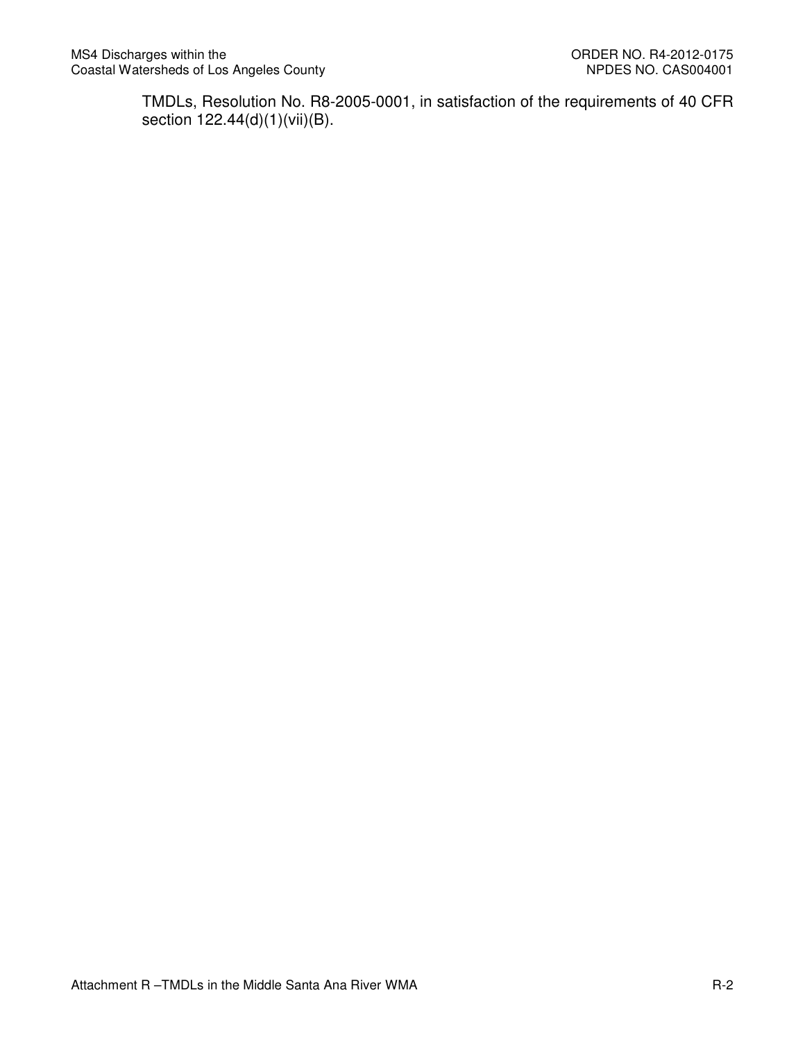TMDLs, Resolution No. R8-2005-0001, in satisfaction of the requirements of 40 CFR section 122.44(d)(1)(vii)(B).